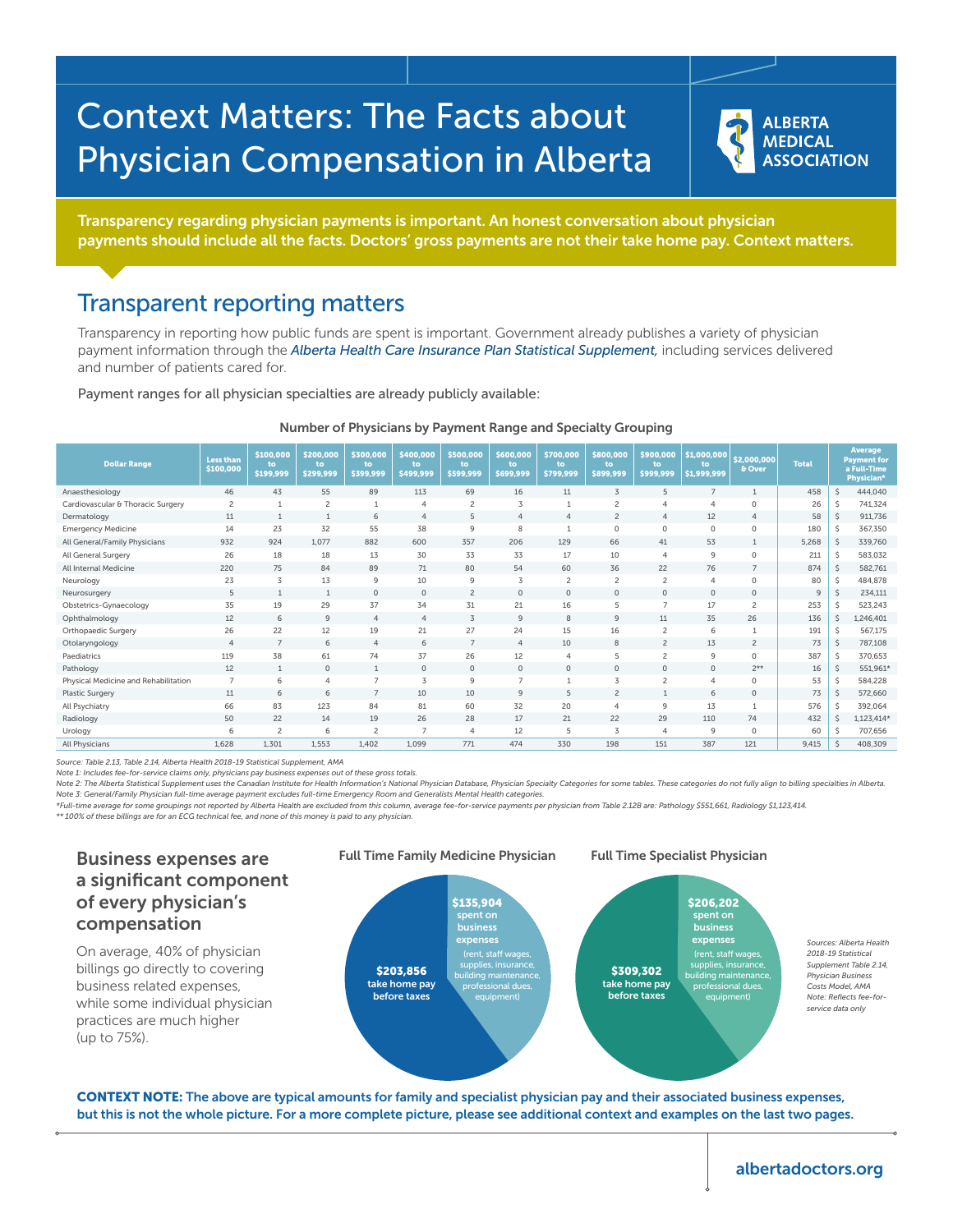# Context Matters: The Facts about Physician Compensation in Alberta

ALBERTA MEDICAL ASSOCIATION

**Transparency regarding physician payments is important. An honest conversation about physician payments should include all the facts. Doctors' gross payments are not their take home pay. Context matters.**

## Transparent reporting matters

Transparency in reporting how public funds are spent is important. Government already publishes a variety of physician payment information through the *Alberta Health Care Insurance Plan Statistical Supplement,* including services delivered and number of patients cared for.

Payment ranges for all physician specialties are already publicly available:

**Number of Physicians by Payment Range and Specialty Grouping**

| Dollar Range | Less than $100,000 | $100,000 to $199,999 | $200,000 to $299,999 | $300,000 to $399,999 | $400,000 to $499,999 | $500,000 to $599,999 | $600,000 to $699,999 | $700,000 to $799,999 | $800,000 to $899,999 | $900,000 to $999,999 | $1,000,000 to $1,999,999 | $2,000,000 & Over | Total | Average Payment for a Full-Time Physician* |
|---|---|---|---|---|---|---|---|---|---|---|---|---|---|---|
| Anaesthesiology | 46 | 43 | 55 | 89 | 113 | 69 | 16 | 11 | 3 | 5 | 7 | 1 | 458 | $ 444,040 |
| Cardiovascular & Thoracic Surgery | 2 | 1 | 2 | 1 | 4 | 2 | 3 | 1 | 2 | 4 | 4 | 0 | 26 | $ 741,324 |
| Dermatology | 11 | 1 | 1 | 6 | 4 | 5 | 4 | 4 | 2 | 4 | 12 | 4 | 58 | $ 911,736 |
| Emergency Medicine | 14 | 23 | 32 | 55 | 38 | 9 | 8 | 1 | 0 | 0 | 0 | 0 | 180 | $ 367,350 |
| All General/Family Physicians | 932 | 924 | 1,077 | 882 | 600 | 357 | 206 | 129 | 66 | 41 | 53 | 1 | 5,268 | $ 339,760 |
| All General Surgery | 26 | 18 | 18 | 13 | 30 | 33 | 33 | 17 | 10 | 4 | 9 | 0 | 211 | $ 583,032 |
| All Internal Medicine | 220 | 75 | 84 | 89 | 71 | 80 | 54 | 60 | 36 | 22 | 76 | 7 | 874 | $ 582,761 |
| Neurology | 23 | 3 | 13 | 9 | 10 | 9 | 3 | 2 | 2 | 2 | 4 | 0 | 80 | $ 484,878 |
| Neurosurgery | 5 | 1 | 1 | 0 | 0 | 2 | 0 | 0 | 0 | 0 | 0 | 0 | 9 | $ 234,111 |
| Obstetrics-Gynaecology | 35 | 19 | 29 | 37 | 34 | 31 | 21 | 16 | 5 | 7 | 17 | 2 | 253 | $ 523,243 |
| Ophthalmology | 12 | 6 | 9 | 4 | 4 | 3 | 9 | 8 | 9 | 11 | 35 | 26 | 136 | $ 1,246,401 |
| Orthopaedic Surgery | 26 | 22 | 12 | 19 | 21 | 27 | 24 | 15 | 16 | 2 | 6 | 1 | 191 | $ 567,175 |
| Otolaryngology | 4 | 7 | 6 | 4 | 6 | 7 | 4 | 10 | 8 | 2 | 13 | 2 | 73 | $ 787,108 |
| Paediatrics | 119 | 38 | 61 | 74 | 37 | 26 | 12 | 4 | 5 | 2 | 9 | 0 | 387 | $ 370,653 |
| Pathology | 12 | 1 | 0 | 1 | 0 | 0 | 0 | 0 | 0 | 0 | 0 | 2** | 16 | $ 551,961* |
| Physical Medicine and Rehabilitation | 7 | 6 | 4 | 7 | 3 | 9 | 7 | 1 | 3 | 2 | 4 | 0 | 53 | $ 584,228 |
| Plastic Surgery | 11 | 6 | 6 | 7 | 10 | 10 | 9 | 5 | 2 | 1 | 6 | 0 | 73 | $ 572,660 |
| All Psychiatry | 66 | 83 | 123 | 84 | 81 | 60 | 32 | 20 | 4 | 9 | 13 | 1 | 576 | $ 392,064 |
| Radiology | 50 | 22 | 14 | 19 | 26 | 28 | 17 | 21 | 22 | 29 | 110 | 74 | 432 | $ 1,123,414* |
| Urology | 6 | 2 | 6 | 2 | 7 | 4 | 12 | 5 | 3 | 4 | 9 | 0 | 60 | $ 707,656 |
| All Physicians | 1,628 | 1,301 | 1,553 | 1,402 | 1,099 | 771 | 474 | 330 | 198 | 151 | 387 | 121 | 9,415 | $ 408,309 |

*Source: Table 2.13, Table 2.14, Alberta Health 2018-19 Statistical Supplement, AMA*

*Note 1: Includes fee-for-service claims only, physicians pay business expenses out of these gross totals.*

*Note 2: The Alberta Statistical Supplement uses the Canadian Institute for Health Information's National Physician Database, Physician Specialty Categories for some tables. These categories do not fully align to billing specialties in Alberta.*

*Note 3: General/Family Physician full-time average payment excludes full-time Emergency Room and Generalists Mental Health categories.*

*\*Full-time average for some groupings not reported by Alberta Health are excluded from this column, average fee-for-service payments per physician from Table 2.12B are: Pathology $551,661, Radiology $1,123,414.*

*\*\* 100% of these billings are for an ECG technical fee, and none of this money is paid to any physician.*

## Business expenses are a significant component of every physician's compensation

On average, 40% of physician billings go directly to covering business related expenses, while some individual physician practices are much higher (up to 75%).

**Full Time Family Medicine Physician**

- **$203,856** take home pay before taxes
- **$135,904** spent on business expenses (rent, staff wages, supplies, insurance, building maintenance, professional dues, equipment)

**Full Time Specialist Physician**

- **$309,302** take home pay before taxes
- **$206,202** spent on business expenses (rent, staff wages, supplies, insurance, building maintenance, professional dues, equipment)

*Sources: Alberta Health 2018-19 Statistical Supplement Table 2.14, Physician Business Costs Model, AMA*
*Note: Reflects fee-for-service data only*

**CONTEXT NOTE: The above are typical amounts for family and specialist physician pay and their associated business expenses, but this is not the whole picture. For a more complete picture, please see additional context and examples on the last two pages.**

albertadoctors.org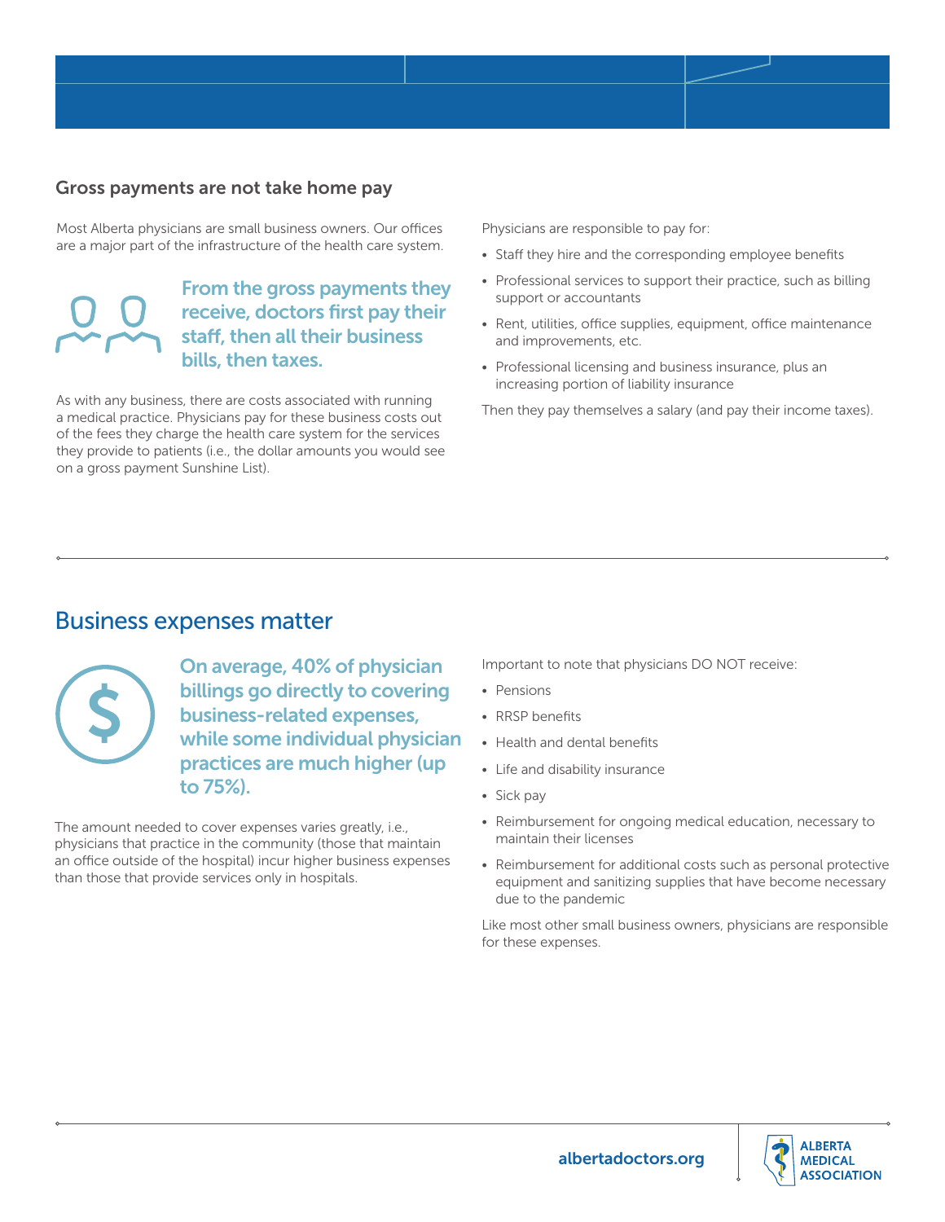### Gross payments are not take home pay

Most Alberta physicians are small business owners. Our offices are a major part of the infrastructure of the health care system.

**From the gross payments they receive, doctors first pay their staff, then all their business bills, then taxes.**

As with any business, there are costs associated with running a medical practice. Physicians pay for these business costs out of the fees they charge the health care system for the services they provide to patients (i.e., the dollar amounts you would see on a gross payment Sunshine List).

Physicians are responsible to pay for:

- Staff they hire and the corresponding employee benefits
- Professional services to support their practice, such as billing support or accountants
- Rent, utilities, office supplies, equipment, office maintenance and improvements, etc.
- Professional licensing and business insurance, plus an increasing portion of liability insurance

Then they pay themselves a salary (and pay their income taxes).

## Business expenses matter

**On average, 40% of physician billings go directly to covering business-related expenses, while some individual physician practices are much higher (up to 75%).**

The amount needed to cover expenses varies greatly, i.e., physicians that practice in the community (those that maintain an office outside of the hospital) incur higher business expenses than those that provide services only in hospitals.

Important to note that physicians DO NOT receive:

- Pensions
- RRSP benefits
- Health and dental benefits
- Life and disability insurance
- Sick pay
- Reimbursement for ongoing medical education, necessary to maintain their licenses
- Reimbursement for additional costs such as personal protective equipment and sanitizing supplies that have become necessary due to the pandemic

Like most other small business owners, physicians are responsible for these expenses.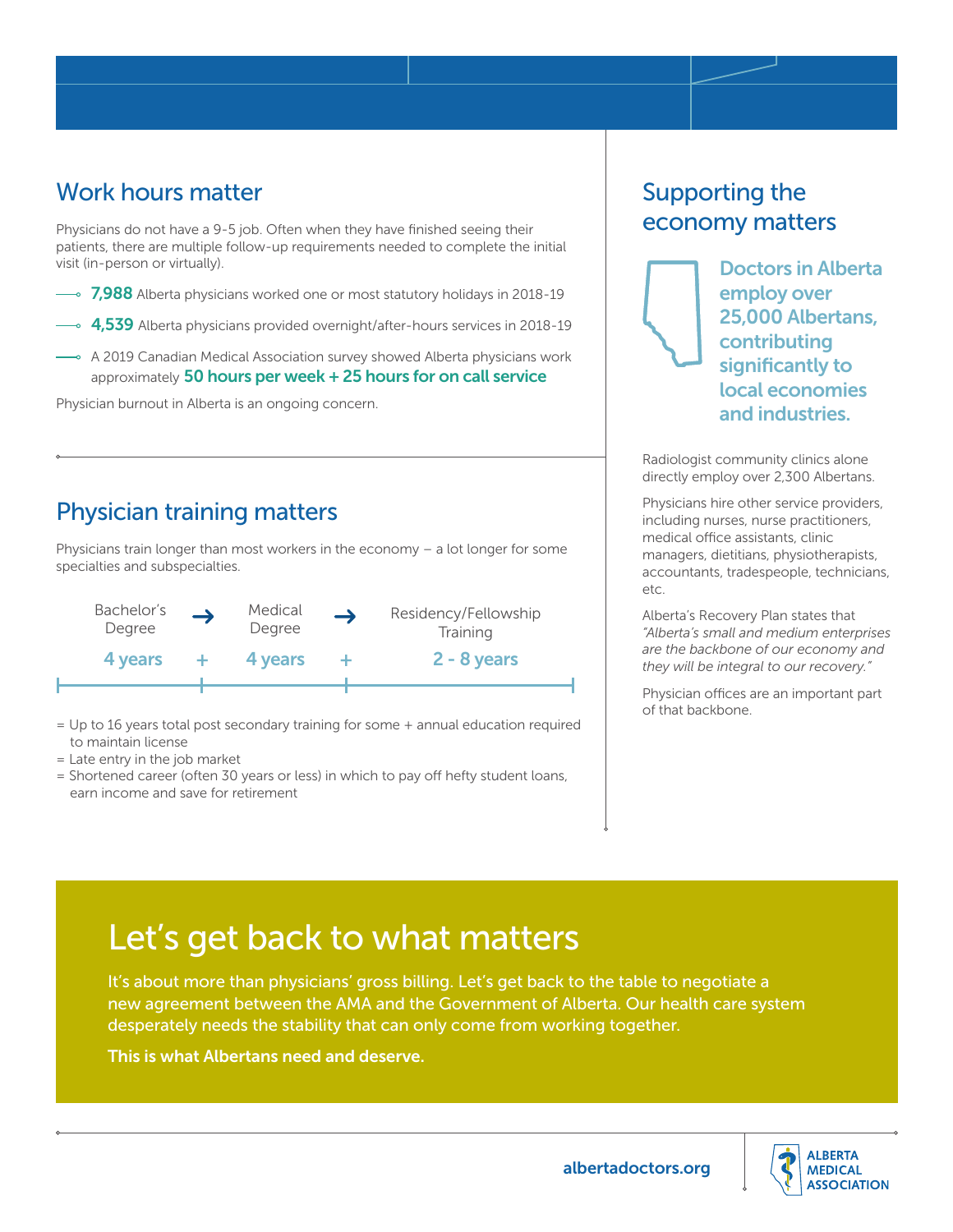## Work hours matter

Physicians do not have a 9-5 job. Often when they have finished seeing their patients, there are multiple follow-up requirements needed to complete the initial visit (in-person or virtually).

- **7,988** Alberta physicians worked one or most statutory holidays in 2018-19
- **4,539** Alberta physicians provided overnight/after-hours services in 2018-19
- A 2019 Canadian Medical Association survey showed Alberta physicians work approximately **50 hours per week + 25 hours for on call service**

Physician burnout in Alberta is an ongoing concern.

## Physician training matters

Physicians train longer than most workers in the economy – a lot longer for some specialties and subspecialties.

| Bachelor's Degree | → | Medical Degree | → | Residency/Fellowship Training |
|---|---|---|---|---|
| **4 years** | + | **4 years** | + | **2 - 8 years** |

= Up to 16 years total post secondary training for some + annual education required to maintain license
= Late entry in the job market
= Shortened career (often 30 years or less) in which to pay off hefty student loans, earn income and save for retirement

## Supporting the economy matters

**Doctors in Alberta employ over 25,000 Albertans, contributing significantly to local economies and industries.**

Radiologist community clinics alone directly employ over 2,300 Albertans.

Physicians hire other service providers, including nurses, nurse practitioners, medical office assistants, clinic managers, dietitians, physiotherapists, accountants, tradespeople, technicians, etc.

Alberta's Recovery Plan states that *"Alberta's small and medium enterprises are the backbone of our economy and they will be integral to our recovery."*

Physician offices are an important part of that backbone.

# Let's get back to what matters

It's about more than physicians' gross billing. Let's get back to the table to negotiate a new agreement between the AMA and the Government of Alberta. Our health care system desperately needs the stability that can only come from working together.

**This is what Albertans need and deserve.**

albertadoctors.org

ALBERTA MEDICAL ASSOCIATION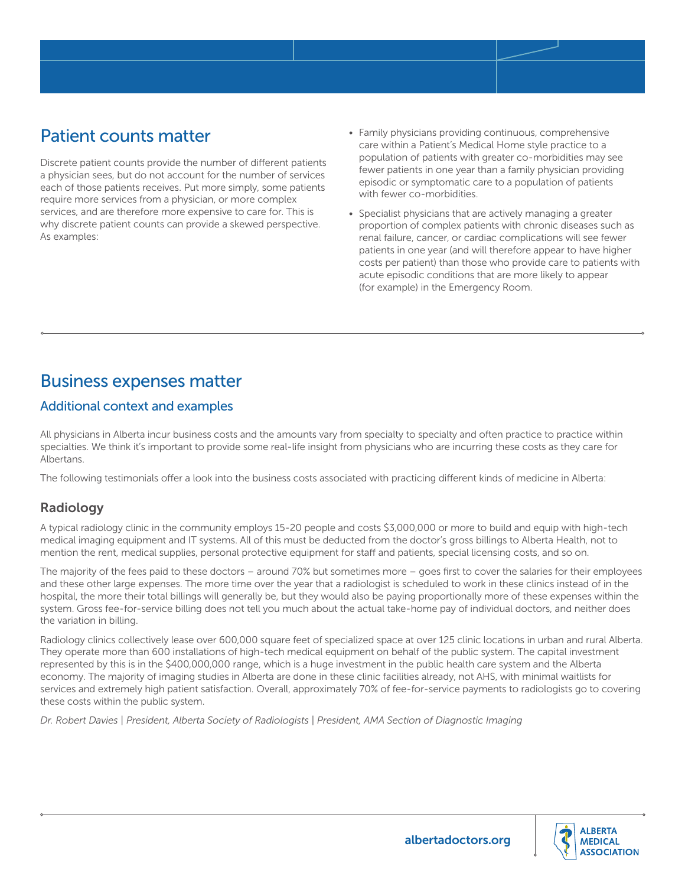## Patient counts matter

Discrete patient counts provide the number of different patients a physician sees, but do not account for the number of services each of those patients receives. Put more simply, some patients require more services from a physician, or more complex services, and are therefore more expensive to care for. This is why discrete patient counts can provide a skewed perspective. As examples:

- Family physicians providing continuous, comprehensive care within a Patient's Medical Home style practice to a population of patients with greater co-morbidities may see fewer patients in one year than a family physician providing episodic or symptomatic care to a population of patients with fewer co-morbidities.
- Specialist physicians that are actively managing a greater proportion of complex patients with chronic diseases such as renal failure, cancer, or cardiac complications will see fewer patients in one year (and will therefore appear to have higher costs per patient) than those who provide care to patients with acute episodic conditions that are more likely to appear (for example) in the Emergency Room.

## Business expenses matter

### Additional context and examples

All physicians in Alberta incur business costs and the amounts vary from specialty to specialty and often practice to practice within specialties. We think it's important to provide some real-life insight from physicians who are incurring these costs as they care for Albertans.

The following testimonials offer a look into the business costs associated with practicing different kinds of medicine in Alberta:

#### Radiology

A typical radiology clinic in the community employs 15-20 people and costs $3,000,000 or more to build and equip with high-tech medical imaging equipment and IT systems. All of this must be deducted from the doctor's gross billings to Alberta Health, not to mention the rent, medical supplies, personal protective equipment for staff and patients, special licensing costs, and so on.

The majority of the fees paid to these doctors – around 70% but sometimes more – goes first to cover the salaries for their employees and these other large expenses. The more time over the year that a radiologist is scheduled to work in these clinics instead of in the hospital, the more their total billings will generally be, but they would also be paying proportionally more of these expenses within the system. Gross fee-for-service billing does not tell you much about the actual take-home pay of individual doctors, and neither does the variation in billing.

Radiology clinics collectively lease over 600,000 square feet of specialized space at over 125 clinic locations in urban and rural Alberta. They operate more than 600 installations of high-tech medical equipment on behalf of the public system. The capital investment represented by this is in the $400,000,000 range, which is a huge investment in the public health care system and the Alberta economy. The majority of imaging studies in Alberta are done in these clinic facilities already, not AHS, with minimal waitlists for services and extremely high patient satisfaction. Overall, approximately 70% of fee-for-service payments to radiologists go to covering these costs within the public system.

*Dr. Robert Davies | President, Alberta Society of Radiologists | President, AMA Section of Diagnostic Imaging*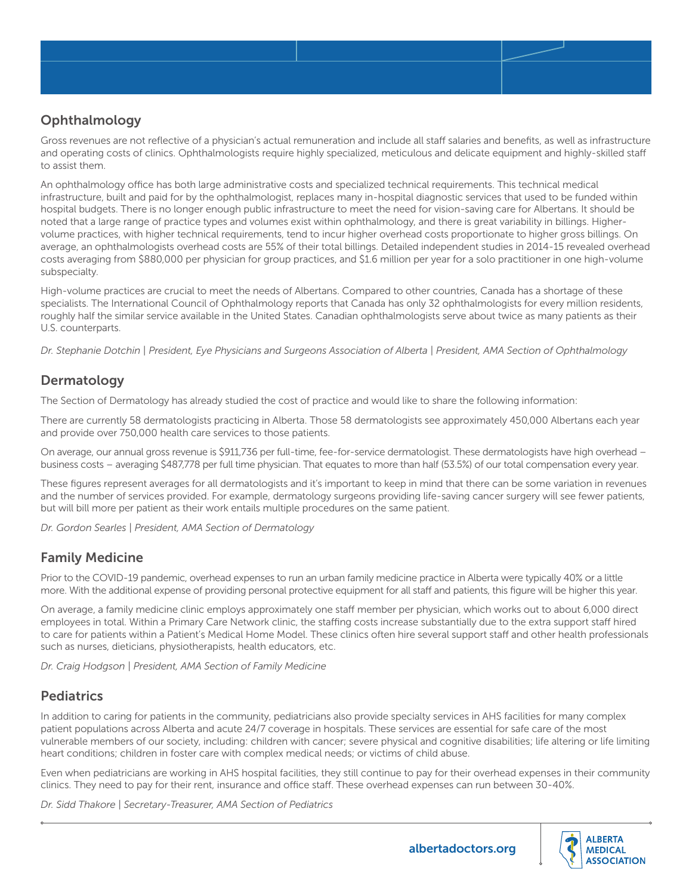## Ophthalmology

Gross revenues are not reflective of a physician's actual remuneration and include all staff salaries and benefits, as well as infrastructure and operating costs of clinics. Ophthalmologists require highly specialized, meticulous and delicate equipment and highly-skilled staff to assist them.

An ophthalmology office has both large administrative costs and specialized technical requirements. This technical medical infrastructure, built and paid for by the ophthalmologist, replaces many in-hospital diagnostic services that used to be funded within hospital budgets. There is no longer enough public infrastructure to meet the need for vision-saving care for Albertans. It should be noted that a large range of practice types and volumes exist within ophthalmology, and there is great variability in billings. Higher-volume practices, with higher technical requirements, tend to incur higher overhead costs proportionate to higher gross billings. On average, an ophthalmologists overhead costs are 55% of their total billings. Detailed independent studies in 2014-15 revealed overhead costs averaging from $880,000 per physician for group practices, and $1.6 million per year for a solo practitioner in one high-volume subspecialty.

High-volume practices are crucial to meet the needs of Albertans. Compared to other countries, Canada has a shortage of these specialists. The International Council of Ophthalmology reports that Canada has only 32 ophthalmologists for every million residents, roughly half the similar service available in the United States. Canadian ophthalmologists serve about twice as many patients as their U.S. counterparts.

*Dr. Stephanie Dotchin | President, Eye Physicians and Surgeons Association of Alberta | President, AMA Section of Ophthalmology*

## Dermatology

The Section of Dermatology has already studied the cost of practice and would like to share the following information:

There are currently 58 dermatologists practicing in Alberta. Those 58 dermatologists see approximately 450,000 Albertans each year and provide over 750,000 health care services to those patients.

On average, our annual gross revenue is $911,736 per full-time, fee-for-service dermatologist. These dermatologists have high overhead – business costs – averaging $487,778 per full time physician. That equates to more than half (53.5%) of our total compensation every year.

These figures represent averages for all dermatologists and it's important to keep in mind that there can be some variation in revenues and the number of services provided. For example, dermatology surgeons providing life-saving cancer surgery will see fewer patients, but will bill more per patient as their work entails multiple procedures on the same patient.

*Dr. Gordon Searles | President, AMA Section of Dermatology*

## Family Medicine

Prior to the COVID-19 pandemic, overhead expenses to run an urban family medicine practice in Alberta were typically 40% or a little more. With the additional expense of providing personal protective equipment for all staff and patients, this figure will be higher this year.

On average, a family medicine clinic employs approximately one staff member per physician, which works out to about 6,000 direct employees in total. Within a Primary Care Network clinic, the staffing costs increase substantially due to the extra support staff hired to care for patients within a Patient's Medical Home Model. These clinics often hire several support staff and other health professionals such as nurses, dieticians, physiotherapists, health educators, etc.

*Dr. Craig Hodgson | President, AMA Section of Family Medicine*

## Pediatrics

In addition to caring for patients in the community, pediatricians also provide specialty services in AHS facilities for many complex patient populations across Alberta and acute 24/7 coverage in hospitals. These services are essential for safe care of the most vulnerable members of our society, including: children with cancer; severe physical and cognitive disabilities; life altering or life limiting heart conditions; children in foster care with complex medical needs; or victims of child abuse.

Even when pediatricians are working in AHS hospital facilities, they still continue to pay for their overhead expenses in their community clinics. They need to pay for their rent, insurance and office staff. These overhead expenses can run between 30-40%.

*Dr. Sidd Thakore | Secretary-Treasurer, AMA Section of Pediatrics*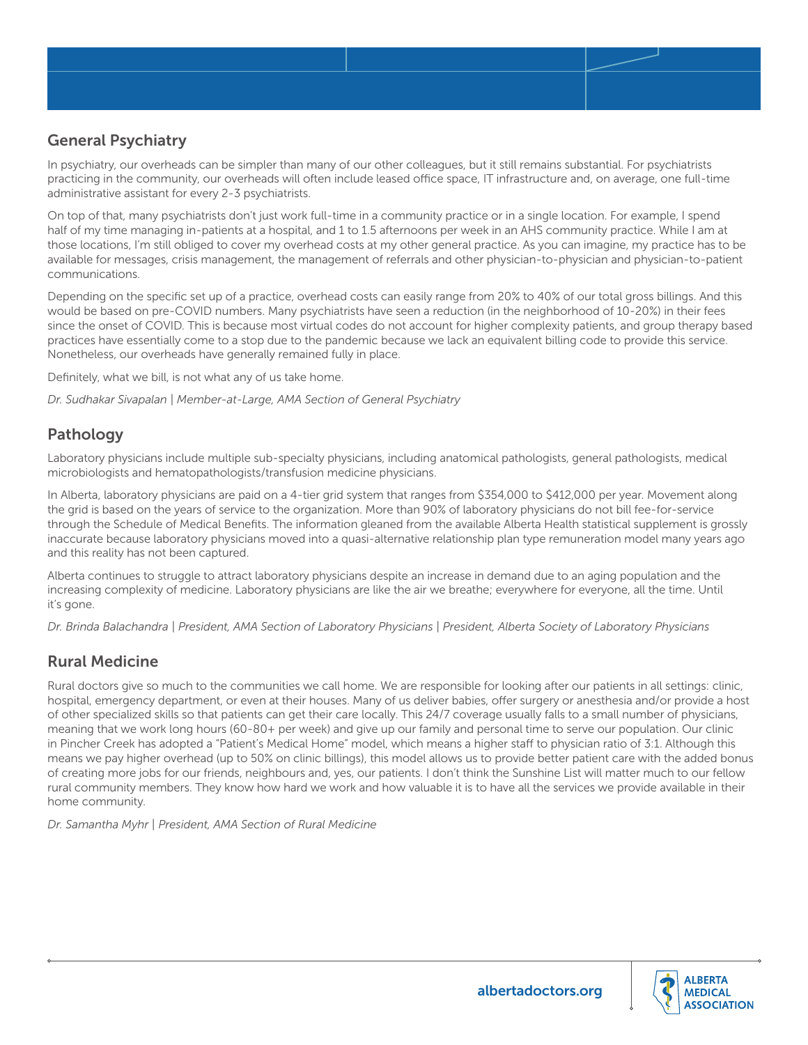## General Psychiatry

In psychiatry, our overheads can be simpler than many of our other colleagues, but it still remains substantial. For psychiatrists practicing in the community, our overheads will often include leased office space, IT infrastructure and, on average, one full-time administrative assistant for every 2-3 psychiatrists.

On top of that, many psychiatrists don't just work full-time in a community practice or in a single location. For example, I spend half of my time managing in-patients at a hospital, and 1 to 1.5 afternoons per week in an AHS community practice. While I am at those locations, I'm still obliged to cover my overhead costs at my other general practice. As you can imagine, my practice has to be available for messages, crisis management, the management of referrals and other physician-to-physician and physician-to-patient communications.

Depending on the specific set up of a practice, overhead costs can easily range from 20% to 40% of our total gross billings. And this would be based on pre-COVID numbers. Many psychiatrists have seen a reduction (in the neighborhood of 10-20%) in their fees since the onset of COVID. This is because most virtual codes do not account for higher complexity patients, and group therapy based practices have essentially come to a stop due to the pandemic because we lack an equivalent billing code to provide this service. Nonetheless, our overheads have generally remained fully in place.

Definitely, what we bill, is not what any of us take home.

*Dr. Sudhakar Sivapalan | Member-at-Large, AMA Section of General Psychiatry*

## Pathology

Laboratory physicians include multiple sub-specialty physicians, including anatomical pathologists, general pathologists, medical microbiologists and hematopathologists/transfusion medicine physicians.

In Alberta, laboratory physicians are paid on a 4-tier grid system that ranges from $354,000 to $412,000 per year. Movement along the grid is based on the years of service to the organization. More than 90% of laboratory physicians do not bill fee-for-service through the Schedule of Medical Benefits. The information gleaned from the available Alberta Health statistical supplement is grossly inaccurate because laboratory physicians moved into a quasi-alternative relationship plan type remuneration model many years ago and this reality has not been captured.

Alberta continues to struggle to attract laboratory physicians despite an increase in demand due to an aging population and the increasing complexity of medicine. Laboratory physicians are like the air we breathe; everywhere for everyone, all the time. Until it's gone.

*Dr. Brinda Balachandra | President, AMA Section of Laboratory Physicians | President, Alberta Society of Laboratory Physicians*

## Rural Medicine

Rural doctors give so much to the communities we call home. We are responsible for looking after our patients in all settings: clinic, hospital, emergency department, or even at their houses. Many of us deliver babies, offer surgery or anesthesia and/or provide a host of other specialized skills so that patients can get their care locally. This 24/7 coverage usually falls to a small number of physicians, meaning that we work long hours (60-80+ per week) and give up our family and personal time to serve our population. Our clinic in Pincher Creek has adopted a "Patient's Medical Home" model, which means a higher staff to physician ratio of 3:1. Although this means we pay higher overhead (up to 50% on clinic billings), this model allows us to provide better patient care with the added bonus of creating more jobs for our friends, neighbours and, yes, our patients. I don't think the Sunshine List will matter much to our fellow rural community members. They know how hard we work and how valuable it is to have all the services we provide available in their home community.

*Dr. Samantha Myhr | President, AMA Section of Rural Medicine*

albertadoctors.org

ALBERTA MEDICAL ASSOCIATION